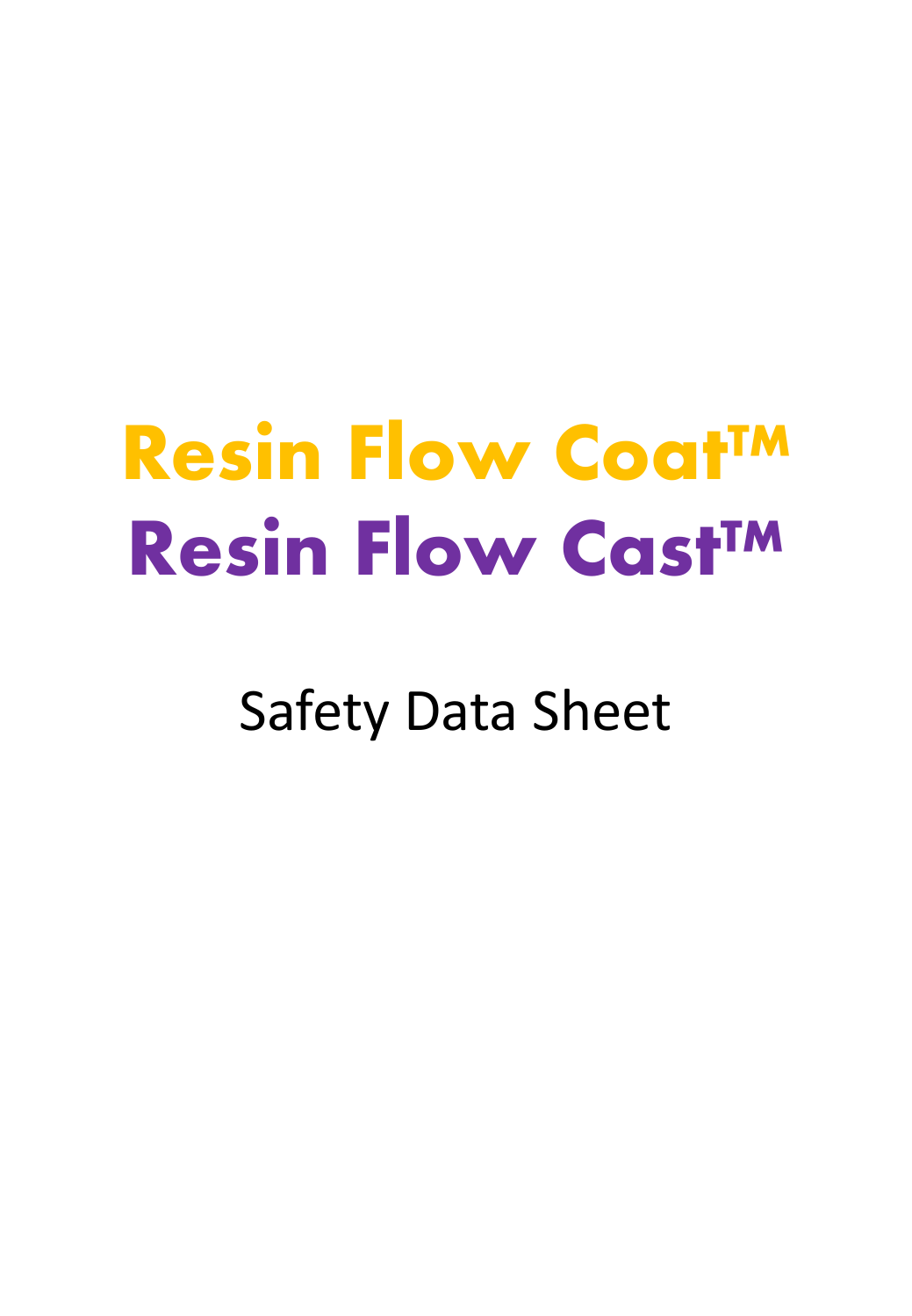# Resin Flow Coat™
# Resin Flow Cast™

Safety Data Sheet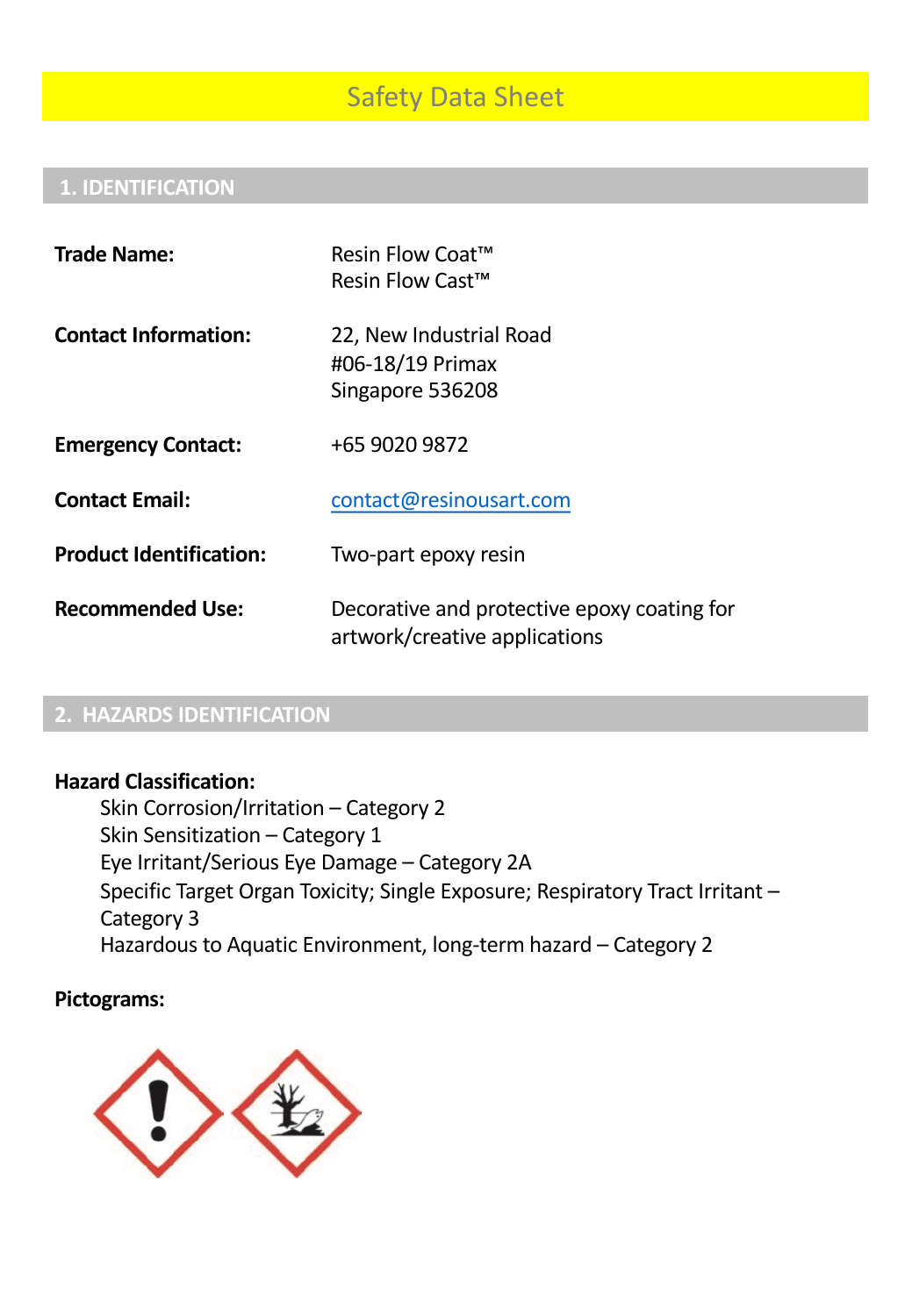# Safety Data Sheet

## 1. IDENTIFICATION

**Trade Name:** Resin Flow Coat™
Resin Flow Cast™

**Contact Information:** 22, New Industrial Road
#06-18/19 Primax
Singapore 536208

**Emergency Contact:** +65 9020 9872

**Contact Email:** contact@resinousart.com

**Product Identification:** Two-part epoxy resin

**Recommended Use:** Decorative and protective epoxy coating for artwork/creative applications

## 2. HAZARDS IDENTIFICATION

**Hazard Classification:**

- Skin Corrosion/Irritation – Category 2
- Skin Sensitization – Category 1
- Eye Irritant/Serious Eye Damage – Category 2A
- Specific Target Organ Toxicity; Single Exposure; Respiratory Tract Irritant – Category 3
- Hazardous to Aquatic Environment, long-term hazard – Category 2

**Pictograms:**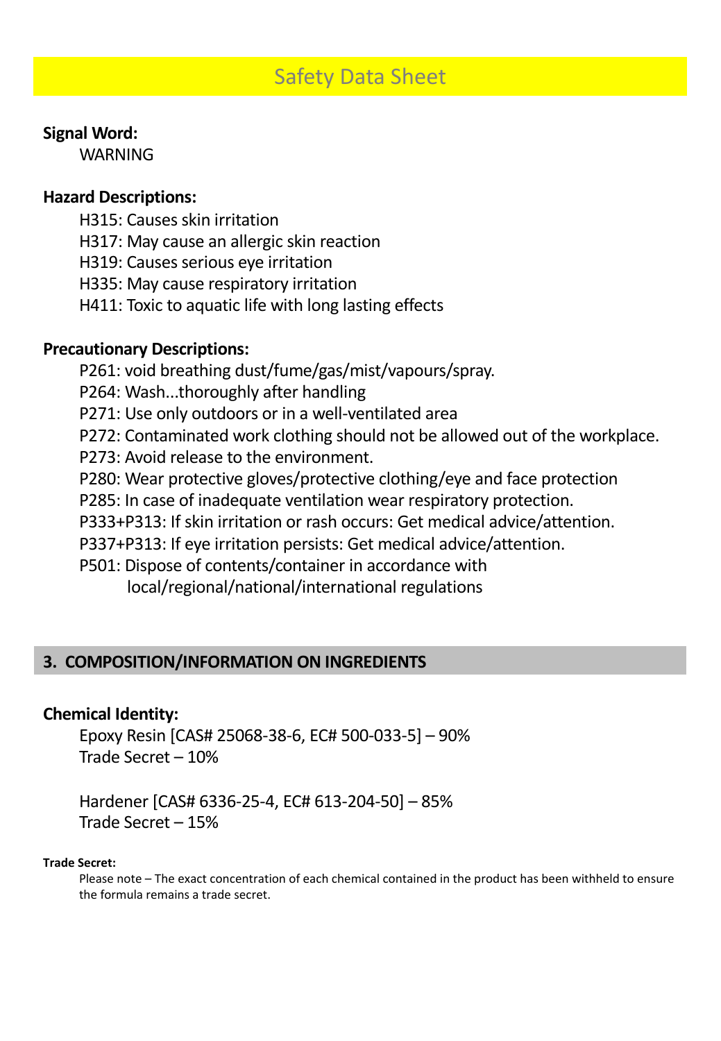# Safety Data Sheet

**Signal Word:**

WARNING

**Hazard Descriptions:**

H315: Causes skin irritation
H317: May cause an allergic skin reaction
H319: Causes serious eye irritation
H335: May cause respiratory irritation
H411: Toxic to aquatic life with long lasting effects

**Precautionary Descriptions:**

P261: void breathing dust/fume/gas/mist/vapours/spray.
P264: Wash...thoroughly after handling
P271: Use only outdoors or in a well-ventilated area
P272: Contaminated work clothing should not be allowed out of the workplace.
P273: Avoid release to the environment.
P280: Wear protective gloves/protective clothing/eye and face protection
P285: In case of inadequate ventilation wear respiratory protection.
P333+P313: If skin irritation or rash occurs: Get medical advice/attention.
P337+P313: If eye irritation persists: Get medical advice/attention.
P501: Dispose of contents/container in accordance with local/regional/national/international regulations

## 3. COMPOSITION/INFORMATION ON INGREDIENTS

**Chemical Identity:**

Epoxy Resin [CAS# 25068-38-6, EC# 500-033-5] – 90%
Trade Secret – 10%

Hardener [CAS# 6336-25-4, EC# 613-204-50] – 85%
Trade Secret – 15%

**Trade Secret:**

Please note – The exact concentration of each chemical contained in the product has been withheld to ensure the formula remains a trade secret.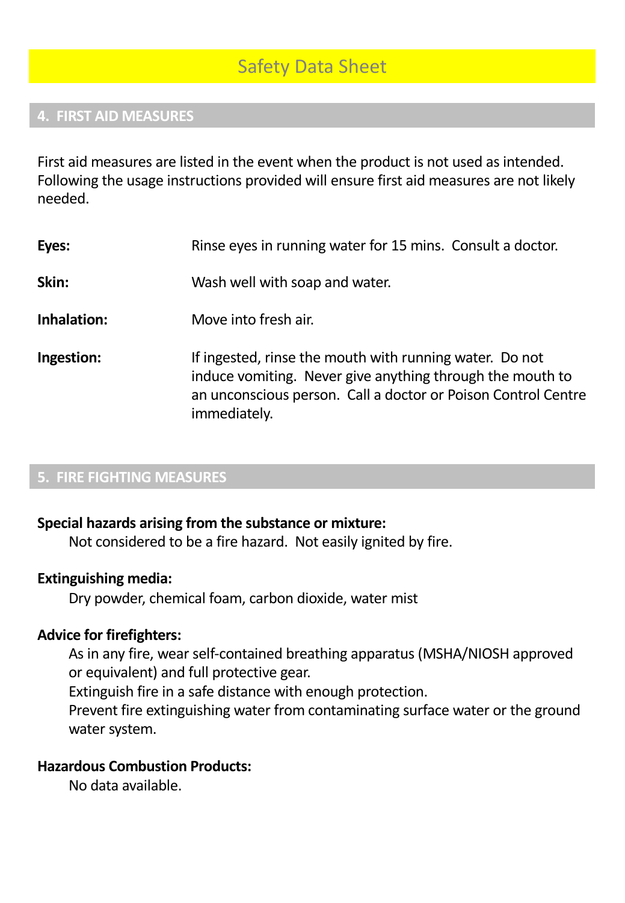# Safety Data Sheet

## 4. FIRST AID MEASURES

First aid measures are listed in the event when the product is not used as intended. Following the usage instructions provided will ensure first aid measures are not likely needed.

**Eyes:** Rinse eyes in running water for 15 mins. Consult a doctor.

**Skin:** Wash well with soap and water.

**Inhalation:** Move into fresh air.

**Ingestion:** If ingested, rinse the mouth with running water. Do not induce vomiting. Never give anything through the mouth to an unconscious person. Call a doctor or Poison Control Centre immediately.

## 5. FIRE FIGHTING MEASURES

**Special hazards arising from the substance or mixture:**

Not considered to be a fire hazard. Not easily ignited by fire.

**Extinguishing media:**

Dry powder, chemical foam, carbon dioxide, water mist

**Advice for firefighters:**

As in any fire, wear self-contained breathing apparatus (MSHA/NIOSH approved or equivalent) and full protective gear.
Extinguish fire in a safe distance with enough protection.
Prevent fire extinguishing water from contaminating surface water or the ground water system.

**Hazardous Combustion Products:**

No data available.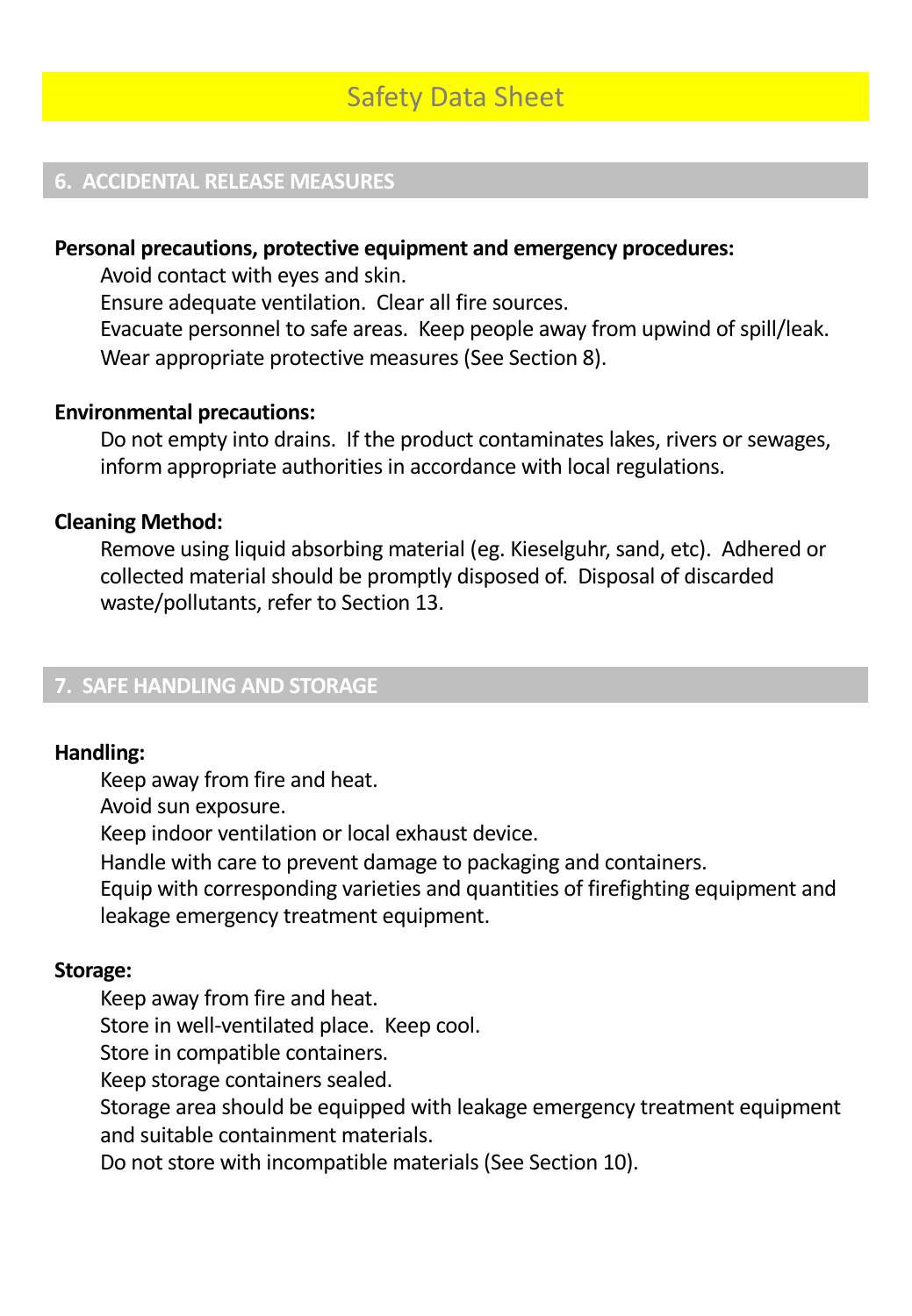# Safety Data Sheet

## 6. ACCIDENTAL RELEASE MEASURES

**Personal precautions, protective equipment and emergency procedures:**

Avoid contact with eyes and skin.
Ensure adequate ventilation. Clear all fire sources.
Evacuate personnel to safe areas. Keep people away from upwind of spill/leak.
Wear appropriate protective measures (See Section 8).

**Environmental precautions:**

Do not empty into drains. If the product contaminates lakes, rivers or sewages, inform appropriate authorities in accordance with local regulations.

**Cleaning Method:**

Remove using liquid absorbing material (eg. Kieselguhr, sand, etc). Adhered or collected material should be promptly disposed of. Disposal of discarded waste/pollutants, refer to Section 13.

## 7. SAFE HANDLING AND STORAGE

**Handling:**

Keep away from fire and heat.
Avoid sun exposure.
Keep indoor ventilation or local exhaust device.
Handle with care to prevent damage to packaging and containers.
Equip with corresponding varieties and quantities of firefighting equipment and leakage emergency treatment equipment.

**Storage:**

Keep away from fire and heat.
Store in well-ventilated place. Keep cool.
Store in compatible containers.
Keep storage containers sealed.
Storage area should be equipped with leakage emergency treatment equipment and suitable containment materials.
Do not store with incompatible materials (See Section 10).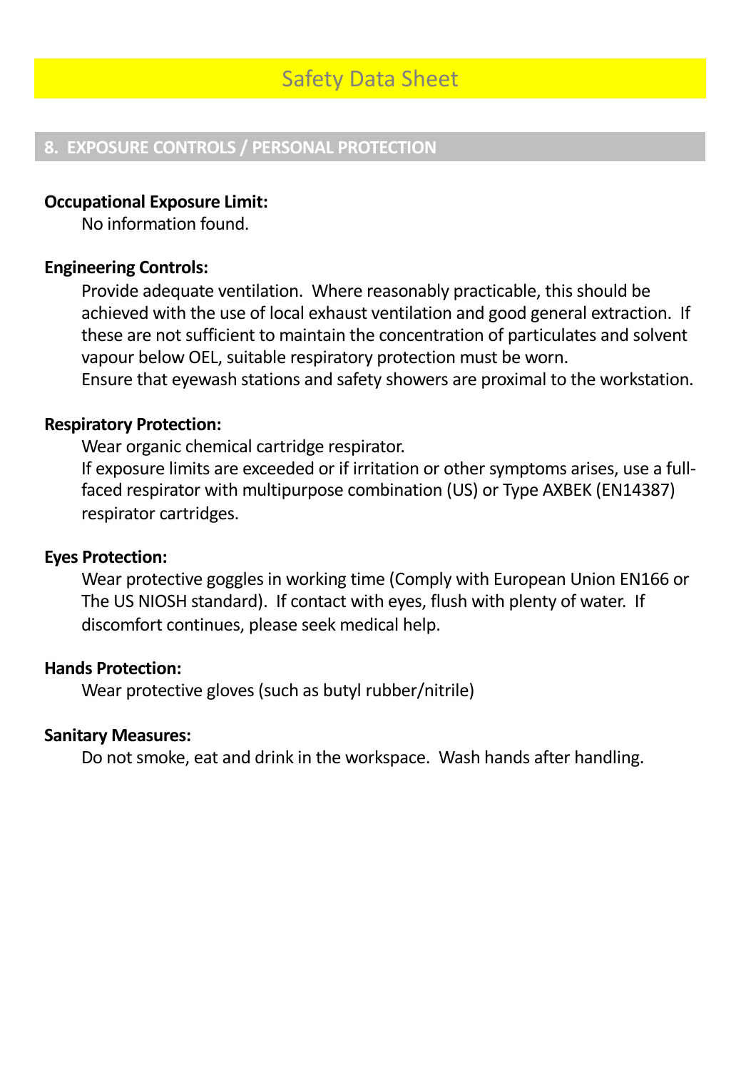# Safety Data Sheet

## 8. EXPOSURE CONTROLS / PERSONAL PROTECTION

**Occupational Exposure Limit:**

No information found.

**Engineering Controls:**

Provide adequate ventilation. Where reasonably practicable, this should be achieved with the use of local exhaust ventilation and good general extraction. If these are not sufficient to maintain the concentration of particulates and solvent vapour below OEL, suitable respiratory protection must be worn.

Ensure that eyewash stations and safety showers are proximal to the workstation.

**Respiratory Protection:**

Wear organic chemical cartridge respirator.

If exposure limits are exceeded or if irritation or other symptoms arises, use a full-faced respirator with multipurpose combination (US) or Type AXBEK (EN14387) respirator cartridges.

**Eyes Protection:**

Wear protective goggles in working time (Comply with European Union EN166 or The US NIOSH standard). If contact with eyes, flush with plenty of water. If discomfort continues, please seek medical help.

**Hands Protection:**

Wear protective gloves (such as butyl rubber/nitrile)

**Sanitary Measures:**

Do not smoke, eat and drink in the workspace. Wash hands after handling.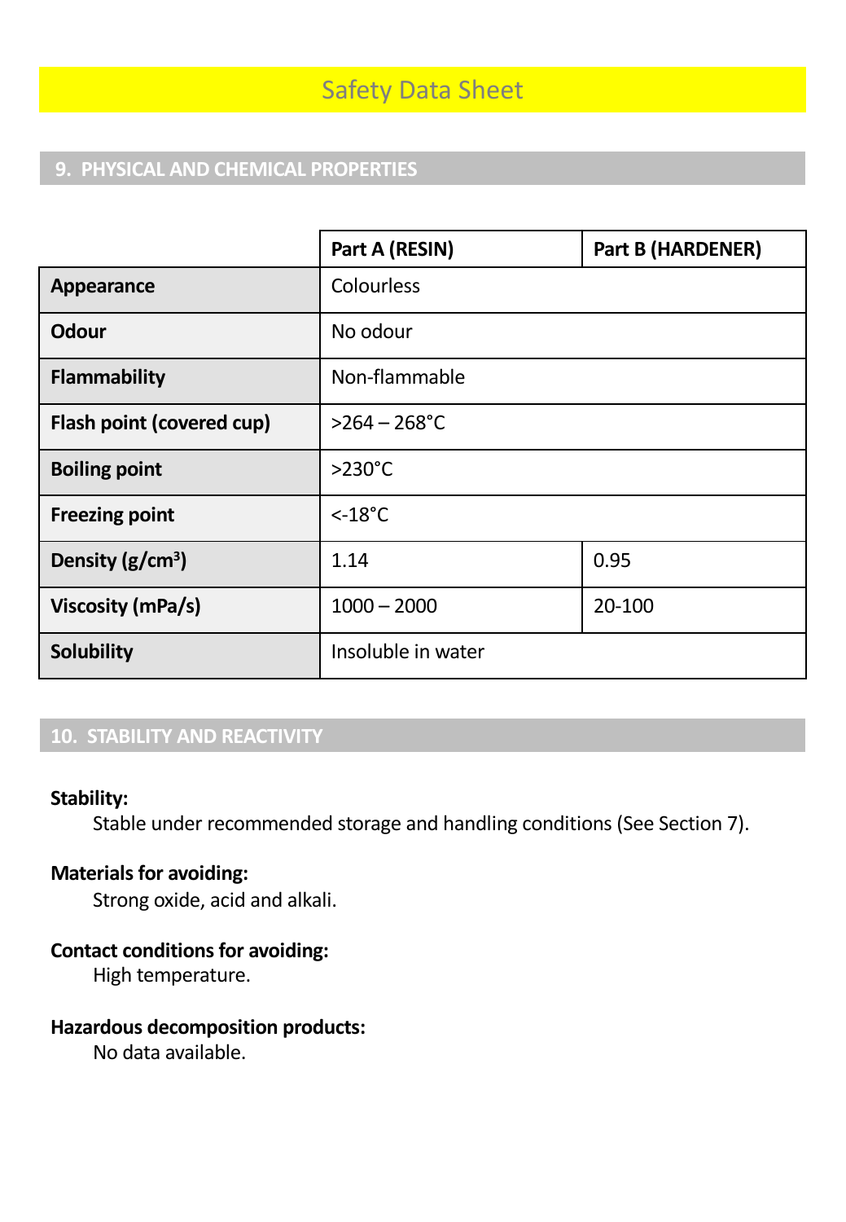# Safety Data Sheet

## 9. PHYSICAL AND CHEMICAL PROPERTIES

| | Part A (RESIN) | Part B (HARDENER) |
|---|---|---|
| **Appearance** | Colourless | |
| **Odour** | No odour | |
| **Flammability** | Non-flammable | |
| **Flash point (covered cup)** | >264 – 268°C | |
| **Boiling point** | >230°C | |
| **Freezing point** | <-18°C | |
| **Density (g/cm³)** | 1.14 | 0.95 |
| **Viscosity (mPa/s)** | 1000 – 2000 | 20-100 |
| **Solubility** | Insoluble in water | |

## 10. STABILITY AND REACTIVITY

**Stability:**

Stable under recommended storage and handling conditions (See Section 7).

**Materials for avoiding:**

Strong oxide, acid and alkali.

**Contact conditions for avoiding:**

High temperature.

**Hazardous decomposition products:**

No data available.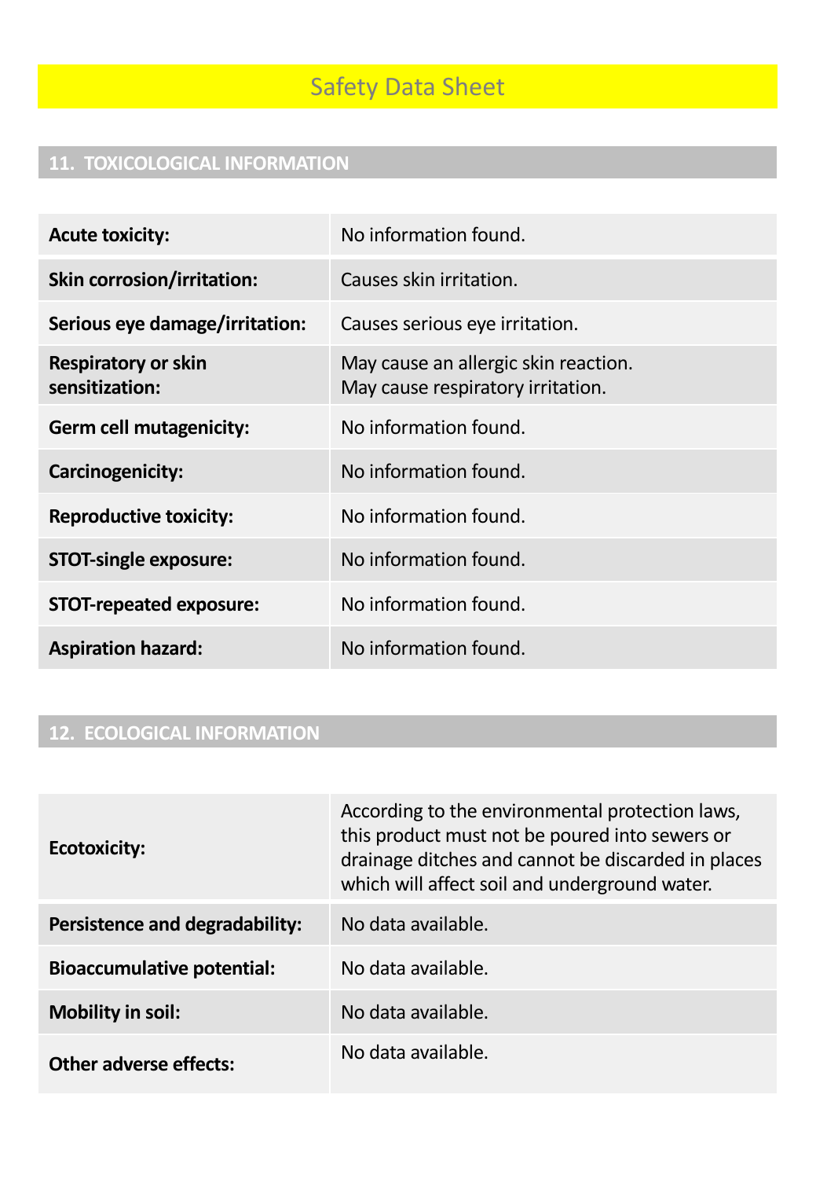# Safety Data Sheet

## 11. TOXICOLOGICAL INFORMATION

| | |
|---|---|
| **Acute toxicity:** | No information found. |
| **Skin corrosion/irritation:** | Causes skin irritation. |
| **Serious eye damage/irritation:** | Causes serious eye irritation. |
| **Respiratory or skin sensitization:** | May cause an allergic skin reaction.<br>May cause respiratory irritation. |
| **Germ cell mutagenicity:** | No information found. |
| **Carcinogenicity:** | No information found. |
| **Reproductive toxicity:** | No information found. |
| **STOT-single exposure:** | No information found. |
| **STOT-repeated exposure:** | No information found. |
| **Aspiration hazard:** | No information found. |

## 12. ECOLOGICAL INFORMATION

| | |
|---|---|
| **Ecotoxicity:** | According to the environmental protection laws, this product must not be poured into sewers or drainage ditches and cannot be discarded in places which will affect soil and underground water. |
| **Persistence and degradability:** | No data available. |
| **Bioaccumulative potential:** | No data available. |
| **Mobility in soil:** | No data available. |
| **Other adverse effects:** | No data available. |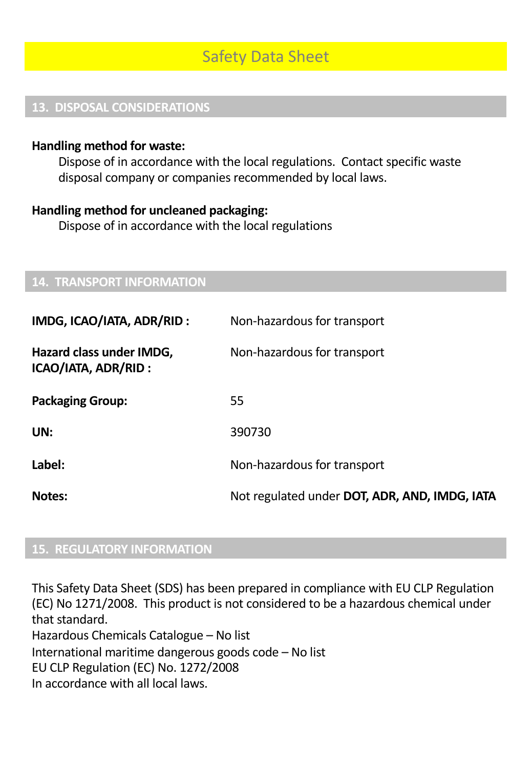# Safety Data Sheet

## 13. DISPOSAL CONSIDERATIONS

**Handling method for waste:**

Dispose of in accordance with the local regulations. Contact specific waste disposal company or companies recommended by local laws.

**Handling method for uncleaned packaging:**

Dispose of in accordance with the local regulations

## 14. TRANSPORT INFORMATION

| | |
|---|---|
| **IMDG, ICAO/IATA, ADR/RID :** | Non-hazardous for transport |
| **Hazard class under IMDG, ICAO/IATA, ADR/RID :** | Non-hazardous for transport |
| **Packaging Group:** | 55 |
| **UN:** | 390730 |
| **Label:** | Non-hazardous for transport |
| **Notes:** | Not regulated under **DOT, ADR, AND, IMDG, IATA** |

## 15. REGULATORY INFORMATION

This Safety Data Sheet (SDS) has been prepared in compliance with EU CLP Regulation (EC) No 1271/2008. This product is not considered to be a hazardous chemical under that standard.
Hazardous Chemicals Catalogue – No list
International maritime dangerous goods code – No list
EU CLP Regulation (EC) No. 1272/2008
In accordance with all local laws.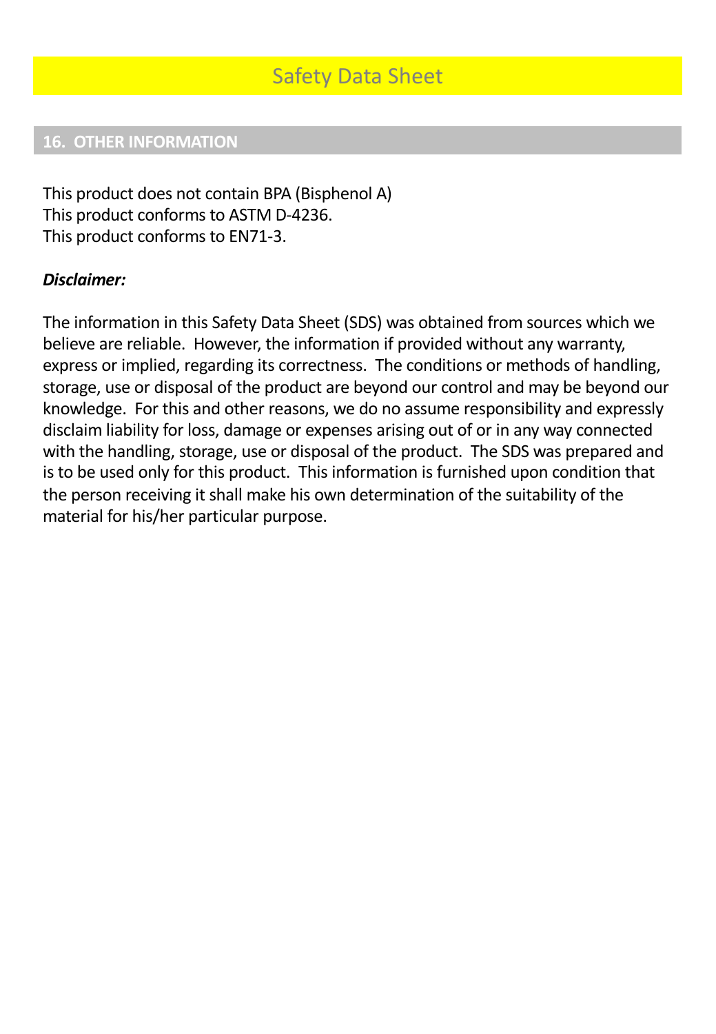# Safety Data Sheet

## 16. OTHER INFORMATION

This product does not contain BPA (Bisphenol A)
This product conforms to ASTM D-4236.
This product conforms to EN71-3.

***Disclaimer:***

The information in this Safety Data Sheet (SDS) was obtained from sources which we believe are reliable. However, the information if provided without any warranty, express or implied, regarding its correctness. The conditions or methods of handling, storage, use or disposal of the product are beyond our control and may be beyond our knowledge. For this and other reasons, we do no assume responsibility and expressly disclaim liability for loss, damage or expenses arising out of or in any way connected with the handling, storage, use or disposal of the product. The SDS was prepared and is to be used only for this product. This information is furnished upon condition that the person receiving it shall make his own determination of the suitability of the material for his/her particular purpose.